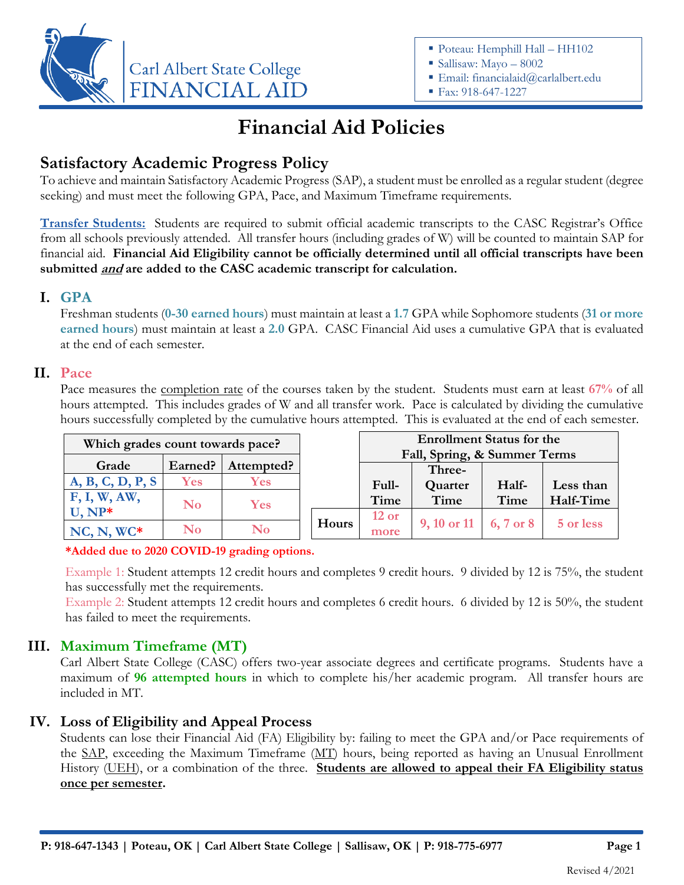Carl Albert State College
FINANCIAL AID

- Poteau: Hemphill Hall – HH102
- Sallisaw: Mayo – 8002
- Email: financialaid@carlalbert.edu
- Fax: 918-647-1227

# Financial Aid Policies

## Satisfactory Academic Progress Policy

To achieve and maintain Satisfactory Academic Progress (SAP), a student must be enrolled as a regular student (degree seeking) and must meet the following GPA, Pace, and Maximum Timeframe requirements.

**Transfer Students:** Students are required to submit official academic transcripts to the CASC Registrar's Office from all schools previously attended. All transfer hours (including grades of W) will be counted to maintain SAP for financial aid. **Financial Aid Eligibility cannot be officially determined until all official transcripts have been submitted *and* are added to the CASC academic transcript for calculation.**

### I. GPA

Freshman students (**0-30 earned hours**) must maintain at least a **1.7** GPA while Sophomore students (**31 or more earned hours**) must maintain at least a **2.0** GPA. CASC Financial Aid uses a cumulative GPA that is evaluated at the end of each semester.

### II. Pace

Pace measures the completion rate of the courses taken by the student. Students must earn at least **67%** of all hours attempted. This includes grades of W and all transfer work. Pace is calculated by dividing the cumulative hours successfully completed by the cumulative hours attempted. This is evaluated at the end of each semester.

| Which grades count towards pace? | | |
|---|---|---|
| **Grade** | **Earned?** | **Attempted?** |
| A, B, C, D, P, S | Yes | Yes |
| F, I, W, AW, U, NP* | No | Yes |
| NC, N, WC* | No | No |

| | Enrollment Status for the Fall, Spring, & Summer Terms | | | |
|---|---|---|---|---|
| | **Full-Time** | **Three-Quarter Time** | **Half-Time** | **Less than Half-Time** |
| **Hours** | 12 or more | 9, 10 or 11 | 6, 7 or 8 | 5 or less |

***Added due to 2020 COVID-19 grading options.**

Example 1: Student attempts 12 credit hours and completes 9 credit hours. 9 divided by 12 is 75%, the student has successfully met the requirements.

Example 2: Student attempts 12 credit hours and completes 6 credit hours. 6 divided by 12 is 50%, the student has failed to meet the requirements.

### III. Maximum Timeframe (MT)

Carl Albert State College (CASC) offers two-year associate degrees and certificate programs. Students have a maximum of **96 attempted hours** in which to complete his/her academic program. All transfer hours are included in MT.

### IV. Loss of Eligibility and Appeal Process

Students can lose their Financial Aid (FA) Eligibility by: failing to meet the GPA and/or Pace requirements of the SAP, exceeding the Maximum Timeframe (MT) hours, being reported as having an Unusual Enrollment History (UEH), or a combination of the three. **Students are allowed to appeal their FA Eligibility status once per semester.**

**P: 918-647-1343 | Poteau, OK | Carl Albert State College | Sallisaw, OK | P: 918-775-6977**

Revised 4/2021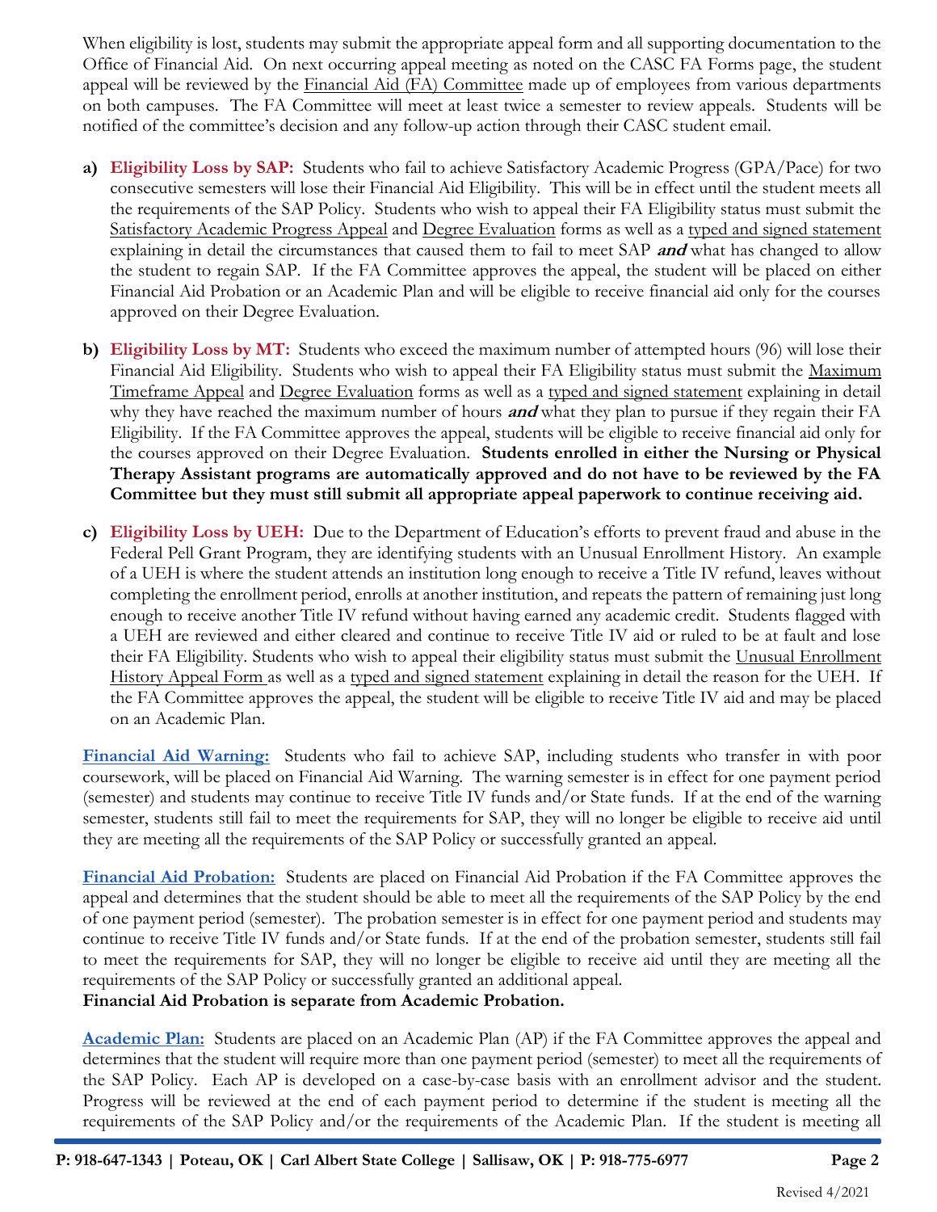When eligibility is lost, students may submit the appropriate appeal form and all supporting documentation to the Office of Financial Aid. On next occurring appeal meeting as noted on the CASC FA Forms page, the student appeal will be reviewed by the Financial Aid (FA) Committee made up of employees from various departments on both campuses. The FA Committee will meet at least twice a semester to review appeals. Students will be notified of the committee's decision and any follow-up action through their CASC student email.

a) **Eligibility Loss by SAP:** Students who fail to achieve Satisfactory Academic Progress (GPA/Pace) for two consecutive semesters will lose their Financial Aid Eligibility. This will be in effect until the student meets all the requirements of the SAP Policy. Students who wish to appeal their FA Eligibility status must submit the Satisfactory Academic Progress Appeal and Degree Evaluation forms as well as a typed and signed statement explaining in detail the circumstances that caused them to fail to meet SAP ***and*** what has changed to allow the student to regain SAP. If the FA Committee approves the appeal, the student will be placed on either Financial Aid Probation or an Academic Plan and will be eligible to receive financial aid only for the courses approved on their Degree Evaluation.

b) **Eligibility Loss by MT:** Students who exceed the maximum number of attempted hours (96) will lose their Financial Aid Eligibility. Students who wish to appeal their FA Eligibility status must submit the Maximum Timeframe Appeal and Degree Evaluation forms as well as a typed and signed statement explaining in detail why they have reached the maximum number of hours ***and*** what they plan to pursue if they regain their FA Eligibility. If the FA Committee approves the appeal, students will be eligible to receive financial aid only for the courses approved on their Degree Evaluation. **Students enrolled in either the Nursing or Physical Therapy Assistant programs are automatically approved and do not have to be reviewed by the FA Committee but they must still submit all appropriate appeal paperwork to continue receiving aid.**

c) **Eligibility Loss by UEH:** Due to the Department of Education's efforts to prevent fraud and abuse in the Federal Pell Grant Program, they are identifying students with an Unusual Enrollment History. An example of a UEH is where the student attends an institution long enough to receive a Title IV refund, leaves without completing the enrollment period, enrolls at another institution, and repeats the pattern of remaining just long enough to receive another Title IV refund without having earned any academic credit. Students flagged with a UEH are reviewed and either cleared and continue to receive Title IV aid or ruled to be at fault and lose their FA Eligibility. Students who wish to appeal their eligibility status must submit the Unusual Enrollment History Appeal Form as well as a typed and signed statement explaining in detail the reason for the UEH. If the FA Committee approves the appeal, the student will be eligible to receive Title IV aid and may be placed on an Academic Plan.

**Financial Aid Warning:** Students who fail to achieve SAP, including students who transfer in with poor coursework, will be placed on Financial Aid Warning. The warning semester is in effect for one payment period (semester) and students may continue to receive Title IV funds and/or State funds. If at the end of the warning semester, students still fail to meet the requirements for SAP, they will no longer be eligible to receive aid until they are meeting all the requirements of the SAP Policy or successfully granted an appeal.

**Financial Aid Probation:** Students are placed on Financial Aid Probation if the FA Committee approves the appeal and determines that the student should be able to meet all the requirements of the SAP Policy by the end of one payment period (semester). The probation semester is in effect for one payment period and students may continue to receive Title IV funds and/or State funds. If at the end of the probation semester, students still fail to meet the requirements for SAP, they will no longer be eligible to receive aid until they are meeting all the requirements of the SAP Policy or successfully granted an additional appeal.
**Financial Aid Probation is separate from Academic Probation.**

**Academic Plan:** Students are placed on an Academic Plan (AP) if the FA Committee approves the appeal and determines that the student will require more than one payment period (semester) to meet all the requirements of the SAP Policy. Each AP is developed on a case-by-case basis with an enrollment advisor and the student. Progress will be reviewed at the end of each payment period to determine if the student is meeting all the requirements of the SAP Policy and/or the requirements of the Academic Plan. If the student is meeting all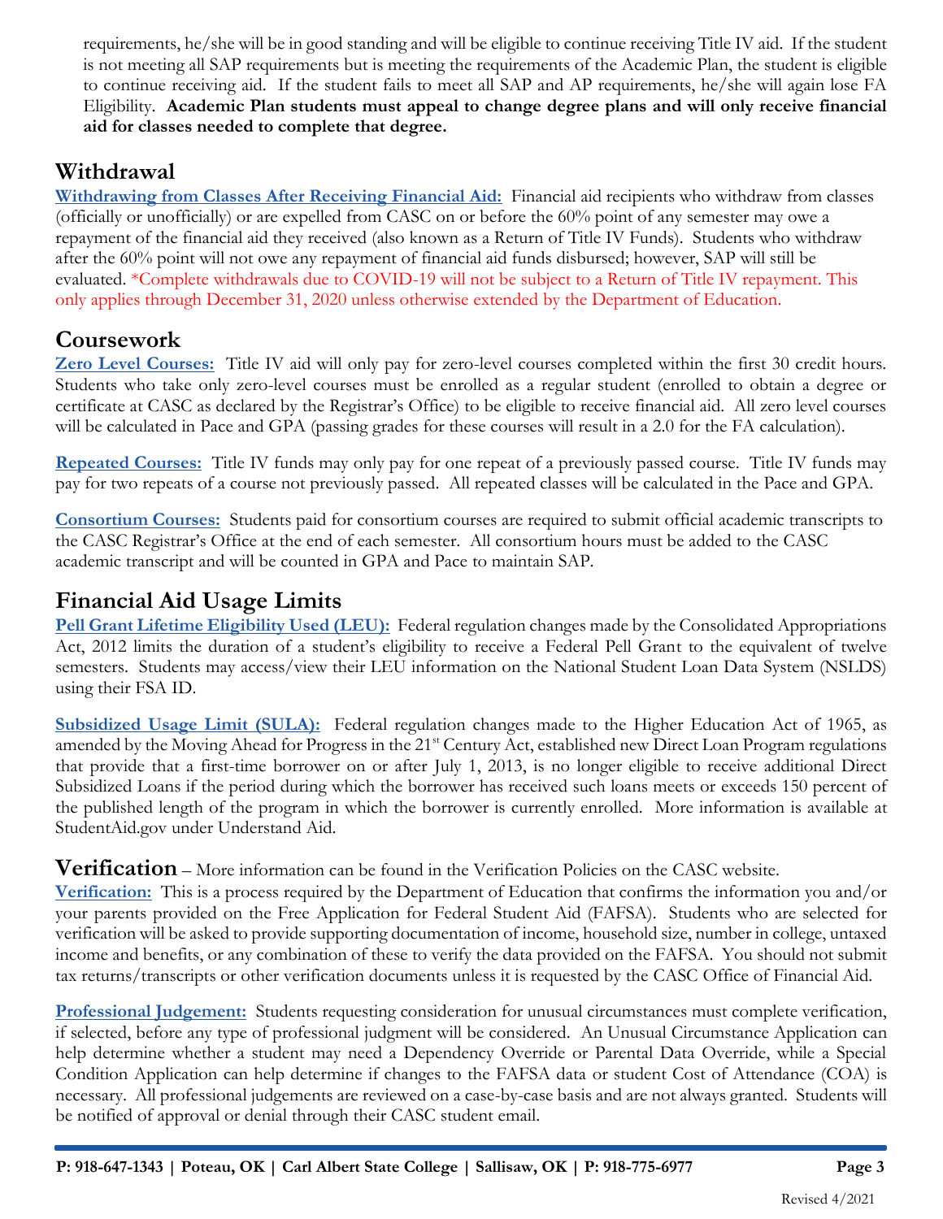requirements, he/she will be in good standing and will be eligible to continue receiving Title IV aid. If the student is not meeting all SAP requirements but is meeting the requirements of the Academic Plan, the student is eligible to continue receiving aid. If the student fails to meet all SAP and AP requirements, he/she will again lose FA Eligibility. **Academic Plan students must appeal to change degree plans and will only receive financial aid for classes needed to complete that degree.**

## Withdrawal

**Withdrawing from Classes After Receiving Financial Aid:** Financial aid recipients who withdraw from classes (officially or unofficially) or are expelled from CASC on or before the 60% point of any semester may owe a repayment of the financial aid they received (also known as a Return of Title IV Funds). Students who withdraw after the 60% point will not owe any repayment of financial aid funds disbursed; however, SAP will still be evaluated. *Complete withdrawals due to COVID-19 will not be subject to a Return of Title IV repayment. This only applies through December 31, 2020 unless otherwise extended by the Department of Education.

## Coursework

**Zero Level Courses:** Title IV aid will only pay for zero-level courses completed within the first 30 credit hours. Students who take only zero-level courses must be enrolled as a regular student (enrolled to obtain a degree or certificate at CASC as declared by the Registrar's Office) to be eligible to receive financial aid. All zero level courses will be calculated in Pace and GPA (passing grades for these courses will result in a 2.0 for the FA calculation).

**Repeated Courses:** Title IV funds may only pay for one repeat of a previously passed course. Title IV funds may pay for two repeats of a course not previously passed. All repeated classes will be calculated in the Pace and GPA.

**Consortium Courses:** Students paid for consortium courses are required to submit official academic transcripts to the CASC Registrar's Office at the end of each semester. All consortium hours must be added to the CASC academic transcript and will be counted in GPA and Pace to maintain SAP.

## Financial Aid Usage Limits

**Pell Grant Lifetime Eligibility Used (LEU):** Federal regulation changes made by the Consolidated Appropriations Act, 2012 limits the duration of a student's eligibility to receive a Federal Pell Grant to the equivalent of twelve semesters. Students may access/view their LEU information on the National Student Loan Data System (NSLDS) using their FSA ID.

**Subsidized Usage Limit (SULA):** Federal regulation changes made to the Higher Education Act of 1965, as amended by the Moving Ahead for Progress in the 21st Century Act, established new Direct Loan Program regulations that provide that a first-time borrower on or after July 1, 2013, is no longer eligible to receive additional Direct Subsidized Loans if the period during which the borrower has received such loans meets or exceeds 150 percent of the published length of the program in which the borrower is currently enrolled. More information is available at StudentAid.gov under Understand Aid.

## Verification – More information can be found in the Verification Policies on the CASC website.

**Verification:** This is a process required by the Department of Education that confirms the information you and/or your parents provided on the Free Application for Federal Student Aid (FAFSA). Students who are selected for verification will be asked to provide supporting documentation of income, household size, number in college, untaxed income and benefits, or any combination of these to verify the data provided on the FAFSA. You should not submit tax returns/transcripts or other verification documents unless it is requested by the CASC Office of Financial Aid.

**Professional Judgement:** Students requesting consideration for unusual circumstances must complete verification, if selected, before any type of professional judgment will be considered. An Unusual Circumstance Application can help determine whether a student may need a Dependency Override or Parental Data Override, while a Special Condition Application can help determine if changes to the FAFSA data or student Cost of Attendance (COA) is necessary. All professional judgements are reviewed on a case-by-case basis and are not always granted. Students will be notified of approval or denial through their CASC student email.

**P: 918-647-1343 | Poteau, OK | Carl Albert State College | Sallisaw, OK | P: 918-775-6977**

Revised 4/2021